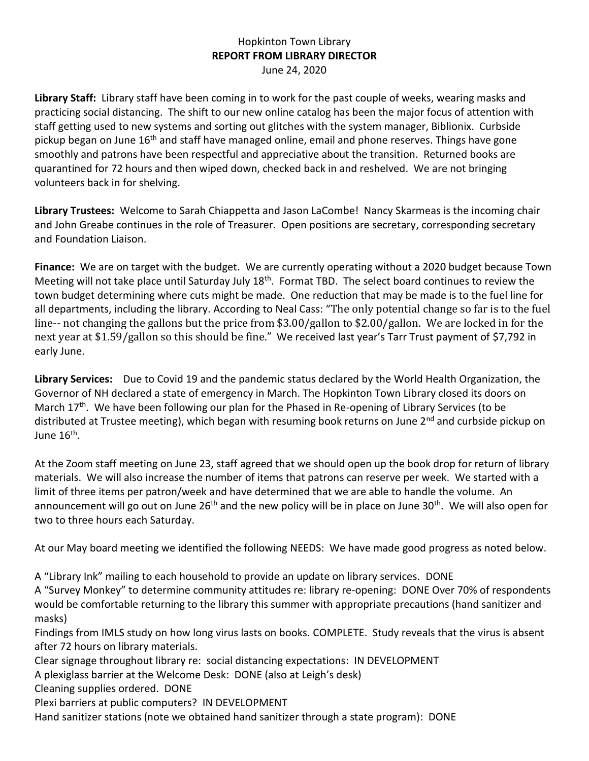Hopkinton Town Library

**REPORT FROM LIBRARY DIRECTOR**

June 24, 2020

**Library Staff:** Library staff have been coming in to work for the past couple of weeks, wearing masks and practicing social distancing. The shift to our new online catalog has been the major focus of attention with staff getting used to new systems and sorting out glitches with the system manager, Biblionix. Curbside pickup began on June 16th and staff have managed online, email and phone reserves. Things have gone smoothly and patrons have been respectful and appreciative about the transition. Returned books are quarantined for 72 hours and then wiped down, checked back in and reshelved. We are not bringing volunteers back in for shelving.

**Library Trustees:** Welcome to Sarah Chiappetta and Jason LaCombe! Nancy Skarmeas is the incoming chair and John Greabe continues in the role of Treasurer. Open positions are secretary, corresponding secretary and Foundation Liaison.

**Finance:** We are on target with the budget. We are currently operating without a 2020 budget because Town Meeting will not take place until Saturday July 18th. Format TBD. The select board continues to review the town budget determining where cuts might be made. One reduction that may be made is to the fuel line for all departments, including the library. According to Neal Cass: "The only potential change so far is to the fuel line-- not changing the gallons but the price from $3.00/gallon to $2.00/gallon. We are locked in for the next year at $1.59/gallon so this should be fine." We received last year's Tarr Trust payment of $7,792 in early June.

**Library Services:** Due to Covid 19 and the pandemic status declared by the World Health Organization, the Governor of NH declared a state of emergency in March. The Hopkinton Town Library closed its doors on March 17th. We have been following our plan for the Phased in Re-opening of Library Services (to be distributed at Trustee meeting), which began with resuming book returns on June 2nd and curbside pickup on June 16th.

At the Zoom staff meeting on June 23, staff agreed that we should open up the book drop for return of library materials. We will also increase the number of items that patrons can reserve per week. We started with a limit of three items per patron/week and have determined that we are able to handle the volume. An announcement will go out on June 26th and the new policy will be in place on June 30th. We will also open for two to three hours each Saturday.

At our May board meeting we identified the following NEEDS: We have made good progress as noted below.

A "Library Ink" mailing to each household to provide an update on library services. DONE

A "Survey Monkey" to determine community attitudes re: library re-opening: DONE Over 70% of respondents would be comfortable returning to the library this summer with appropriate precautions (hand sanitizer and masks)

Findings from IMLS study on how long virus lasts on books. COMPLETE. Study reveals that the virus is absent after 72 hours on library materials.

Clear signage throughout library re: social distancing expectations: IN DEVELOPMENT

A plexiglass barrier at the Welcome Desk: DONE (also at Leigh's desk)

Cleaning supplies ordered. DONE

Plexi barriers at public computers? IN DEVELOPMENT

Hand sanitizer stations (note we obtained hand sanitizer through a state program): DONE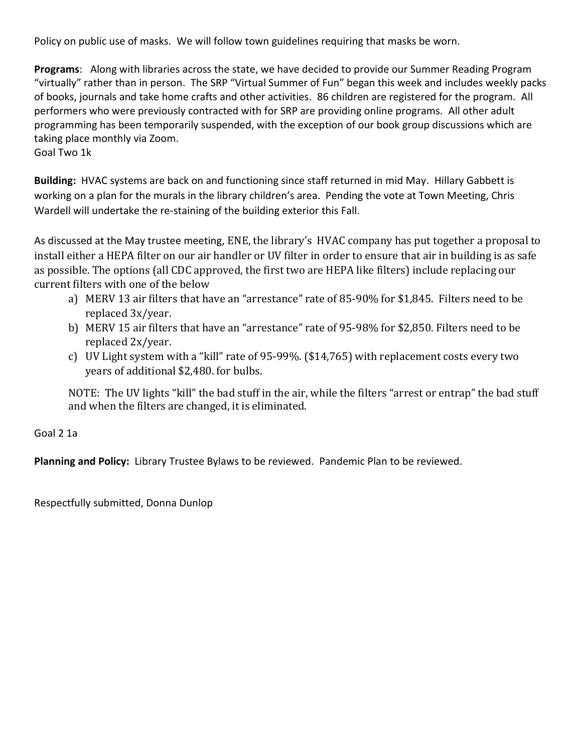Policy on public use of masks. We will follow town guidelines requiring that masks be worn.

**Programs**: Along with libraries across the state, we have decided to provide our Summer Reading Program "virtually" rather than in person. The SRP "Virtual Summer of Fun" began this week and includes weekly packs of books, journals and take home crafts and other activities. 86 children are registered for the program. All performers who were previously contracted with for SRP are providing online programs. All other adult programming has been temporarily suspended, with the exception of our book group discussions which are taking place monthly via Zoom.
Goal Two 1k

**Building:** HVAC systems are back on and functioning since staff returned in mid May. Hillary Gabbett is working on a plan for the murals in the library children's area. Pending the vote at Town Meeting, Chris Wardell will undertake the re-staining of the building exterior this Fall.

As discussed at the May trustee meeting, ENE, the library's HVAC company has put together a proposal to install either a HEPA filter on our air handler or UV filter in order to ensure that air in building is as safe as possible. The options (all CDC approved, the first two are HEPA like filters) include replacing our current filters with one of the below

a) MERV 13 air filters that have an "arrestance" rate of 85-90% for $1,845. Filters need to be replaced 3x/year.
b) MERV 15 air filters that have an "arrestance" rate of 95-98% for $2,850. Filters need to be replaced 2x/year.
c) UV Light system with a "kill" rate of 95-99%. ($14,765) with replacement costs every two years of additional $2,480. for bulbs.

NOTE: The UV lights "kill" the bad stuff in the air, while the filters "arrest or entrap" the bad stuff and when the filters are changed, it is eliminated.

Goal 2 1a

**Planning and Policy:** Library Trustee Bylaws to be reviewed. Pandemic Plan to be reviewed.

Respectfully submitted, Donna Dunlop